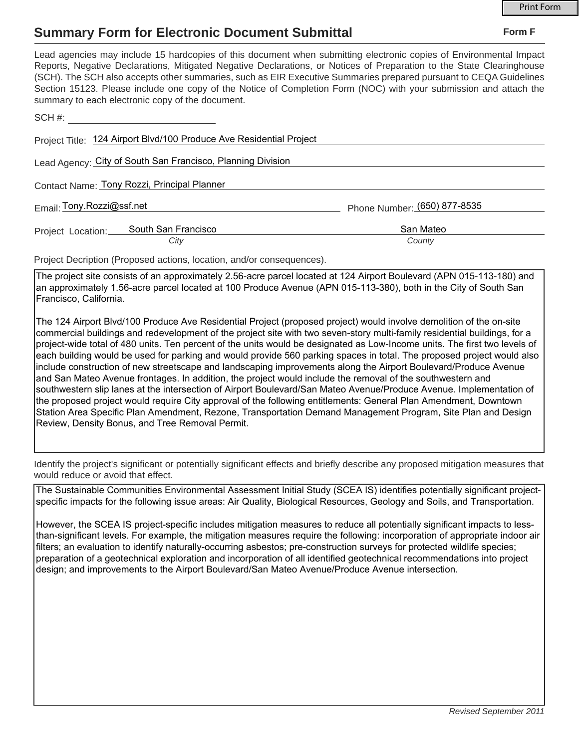# Summary Form for Electronic Document Submittal

**Form F**

Lead agencies may include 15 hardcopies of this document when submitting electronic copies of Environmental Impact Reports, Negative Declarations, Mitigated Negative Declarations, or Notices of Preparation to the State Clearinghouse (SCH). The SCH also accepts other summaries, such as EIR Executive Summaries prepared pursuant to CEQA Guidelines Section 15123. Please include one copy of the Notice of Completion Form (NOC) with your submission and attach the summary to each electronic copy of the document.

SCH #: ______________________

Project Title: 124 Airport Blvd/100 Produce Ave Residential Project

Lead Agency: City of South San Francisco, Planning Division

Contact Name: Tony Rozzi, Principal Planner

Email: Tony.Rozzi@ssf.net Phone Number: (650) 877-8535

Project Location: South San Francisco (*City*) San Mateo (*County*)

Project Decription (Proposed actions, location, and/or consequences).

The project site consists of an approximately 2.56-acre parcel located at 124 Airport Boulevard (APN 015-113-180) and an approximately 1.56-acre parcel located at 100 Produce Avenue (APN 015-113-380), both in the City of South San Francisco, California.

The 124 Airport Blvd/100 Produce Ave Residential Project (proposed project) would involve demolition of the on-site commercial buildings and redevelopment of the project site with two seven-story multi-family residential buildings, for a project-wide total of 480 units. Ten percent of the units would be designated as Low-Income units. The first two levels of each building would be used for parking and would provide 560 parking spaces in total. The proposed project would also include construction of new streetscape and landscaping improvements along the Airport Boulevard/Produce Avenue and San Mateo Avenue frontages. In addition, the project would include the removal of the southwestern and southwestern slip lanes at the intersection of Airport Boulevard/San Mateo Avenue/Produce Avenue. Implementation of the proposed project would require City approval of the following entitlements: General Plan Amendment, Downtown Station Area Specific Plan Amendment, Rezone, Transportation Demand Management Program, Site Plan and Design Review, Density Bonus, and Tree Removal Permit.

Identify the project's significant or potentially significant effects and briefly describe any proposed mitigation measures that would reduce or avoid that effect.

The Sustainable Communities Environmental Assessment Initial Study (SCEA IS) identifies potentially significant project-specific impacts for the following issue areas: Air Quality, Biological Resources, Geology and Soils, and Transportation.

However, the SCEA IS project-specific includes mitigation measures to reduce all potentially significant impacts to less-than-significant levels. For example, the mitigation measures require the following: incorporation of appropriate indoor air filters; an evaluation to identify naturally-occurring asbestos; pre-construction surveys for protected wildlife species; preparation of a geotechnical exploration and incorporation of all identified geotechnical recommendations into project design; and improvements to the Airport Boulevard/San Mateo Avenue/Produce Avenue intersection.

*Revised September 2011*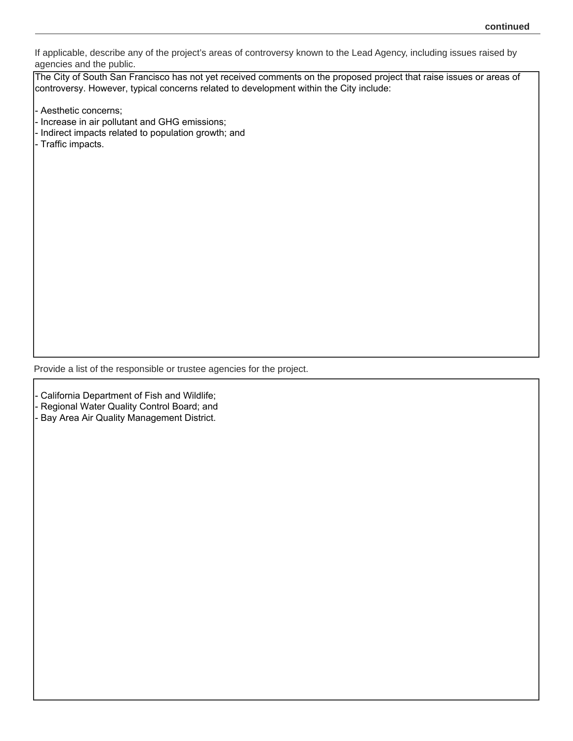If applicable, describe any of the project's areas of controversy known to the Lead Agency, including issues raised by agencies and the public.

The City of South San Francisco has not yet received comments on the proposed project that raise issues or areas of controversy. However, typical concerns related to development within the City include:

- Aesthetic concerns;
- Increase in air pollutant and GHG emissions;
- Indirect impacts related to population growth; and
- Traffic impacts.

Provide a list of the responsible or trustee agencies for the project.

- California Department of Fish and Wildlife;
- Regional Water Quality Control Board; and
- Bay Area Air Quality Management District.